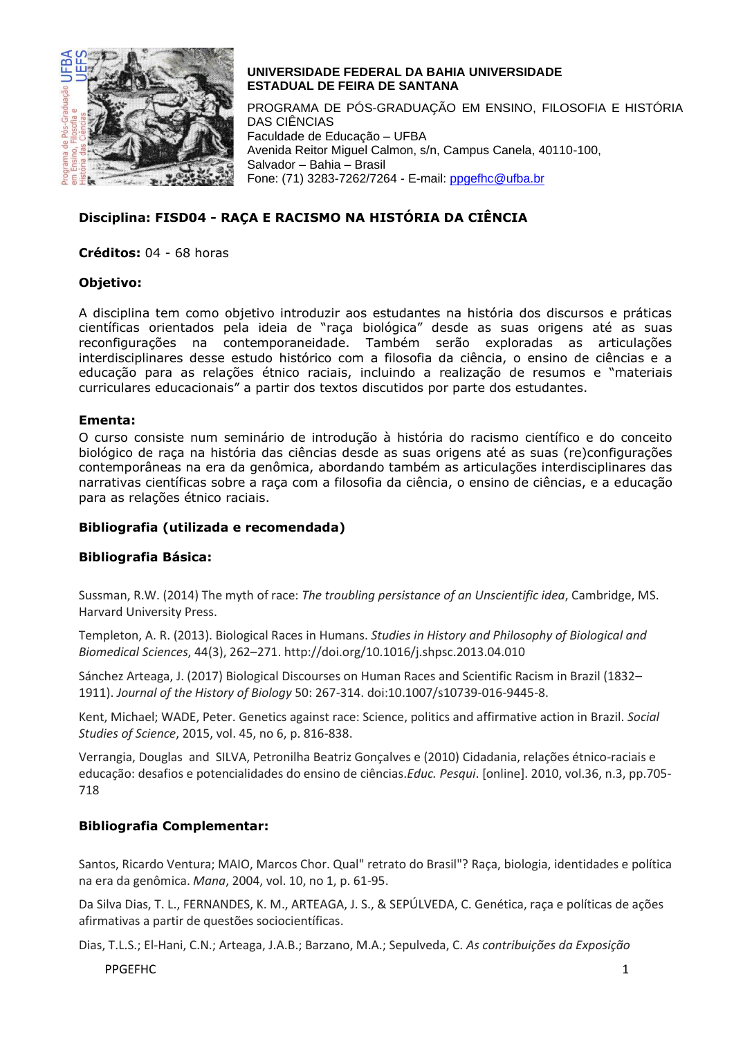**UNIVERSIDADE FEDERAL DA BAHIA UNIVERSIDADE ESTADUAL DE FEIRA DE SANTANA**

PROGRAMA DE PÓS-GRADUAÇÃO EM ENSINO, FILOSOFIA E HISTÓRIA DAS CIÊNCIAS
Faculdade de Educação – UFBA
Avenida Reitor Miguel Calmon, s/n, Campus Canela, 40110-100,
Salvador – Bahia – Brasil
Fone: (71) 3283-7262/7264 - E-mail: ppgefhc@ufba.br

## Disciplina: FISD04 - RAÇA E RACISMO NA HISTÓRIA DA CIÊNCIA

**Créditos:** 04 - 68 horas

### Objetivo:

A disciplina tem como objetivo introduzir aos estudantes na história dos discursos e práticas científicas orientados pela ideia de "raça biológica" desde as suas origens até as suas reconfigurações na contemporaneidade. Também serão exploradas as articulações interdisciplinares desse estudo histórico com a filosofia da ciência, o ensino de ciências e a educação para as relações étnico raciais, incluindo a realização de resumos e "materiais curriculares educacionais" a partir dos textos discutidos por parte dos estudantes.

### Ementa:

O curso consiste num seminário de introdução à história do racismo científico e do conceito biológico de raça na história das ciências desde as suas origens até as suas (re)configurações contemporâneas na era da genômica, abordando também as articulações interdisciplinares das narrativas científicas sobre a raça com a filosofia da ciência, o ensino de ciências, e a educação para as relações étnico raciais.

### Bibliografia (utilizada e recomendada)

### Bibliografia Básica:

Sussman, R.W. (2014) The myth of race: *The troubling persistance of an Unscientific idea*, Cambridge, MS. Harvard University Press.

Templeton, A. R. (2013). Biological Races in Humans. *Studies in History and Philosophy of Biological and Biomedical Sciences*, 44(3), 262–271. http://doi.org/10.1016/j.shpsc.2013.04.010

Sánchez Arteaga, J. (2017) Biological Discourses on Human Races and Scientific Racism in Brazil (1832–1911). *Journal of the History of Biology* 50: 267-314. doi:10.1007/s10739-016-9445-8.

Kent, Michael; WADE, Peter. Genetics against race: Science, politics and affirmative action in Brazil. *Social Studies of Science*, 2015, vol. 45, no 6, p. 816-838.

Verrangia, Douglas and SILVA, Petronilha Beatriz Gonçalves e (2010) Cidadania, relações étnico-raciais e educação: desafios e potencialidades do ensino de ciências.*Educ. Pesqui*. [online]. 2010, vol.36, n.3, pp.705-718

### Bibliografia Complementar:

Santos, Ricardo Ventura; MAIO, Marcos Chor. Qual" retrato do Brasil"? Raça, biologia, identidades e política na era da genômica. *Mana*, 2004, vol. 10, no 1, p. 61-95.

Da Silva Dias, T. L., FERNANDES, K. M., ARTEAGA, J. S., & SEPÚLVEDA, C. Genética, raça e políticas de ações afirmativas a partir de questões sociocientíficas.

Dias, T.L.S.; El-Hani, C.N.; Arteaga, J.A.B.; Barzano, M.A.; Sepulveda, C. *As contribuições da Exposição*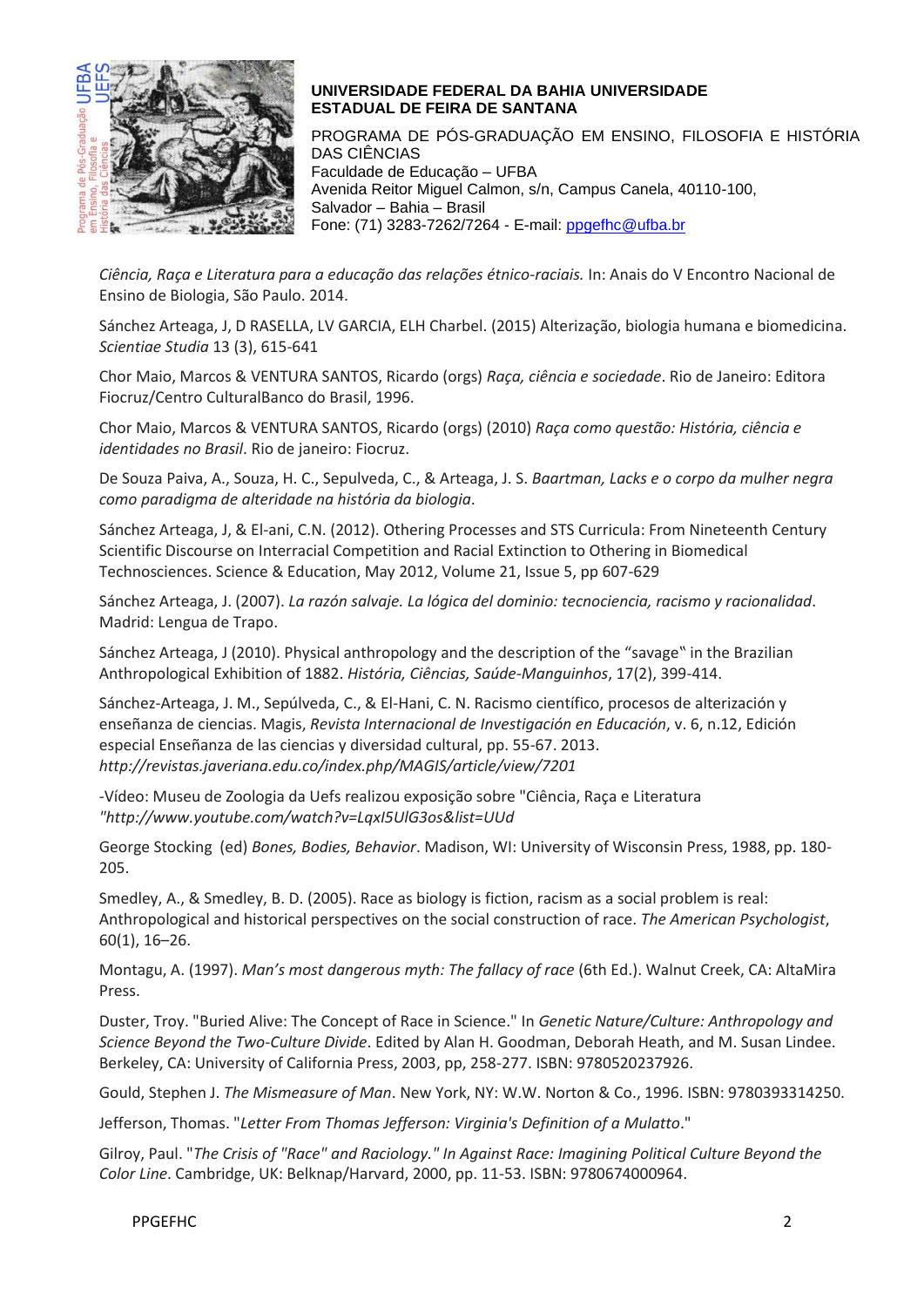**UNIVERSIDADE FEDERAL DA BAHIA UNIVERSIDADE ESTADUAL DE FEIRA DE SANTANA**

PROGRAMA DE PÓS-GRADUAÇÃO EM ENSINO, FILOSOFIA E HISTÓRIA DAS CIÊNCIAS
Faculdade de Educação – UFBA
Avenida Reitor Miguel Calmon, s/n, Campus Canela, 40110-100,
Salvador – Bahia – Brasil
Fone: (71) 3283-7262/7264 - E-mail: ppgefhc@ufba.br

*Ciência, Raça e Literatura para a educação das relações étnico-raciais.* In: Anais do V Encontro Nacional de Ensino de Biologia, São Paulo. 2014.

Sánchez Arteaga, J, D RASELLA, LV GARCIA, ELH Charbel. (2015) Alterização, biologia humana e biomedicina. *Scientiae Studia* 13 (3), 615-641

Chor Maio, Marcos & VENTURA SANTOS, Ricardo (orgs) *Raça, ciência e sociedade*. Rio de Janeiro: Editora Fiocruz/Centro CulturalBanco do Brasil, 1996.

Chor Maio, Marcos & VENTURA SANTOS, Ricardo (orgs) (2010) *Raça como questão: História, ciência e identidades no Brasil*. Rio de janeiro: Fiocruz.

De Souza Paiva, A., Souza, H. C., Sepulveda, C., & Arteaga, J. S. *Baartman, Lacks e o corpo da mulher negra como paradigma de alteridade na história da biologia*.

Sánchez Arteaga, J, & El-ani, C.N. (2012). Othering Processes and STS Curricula: From Nineteenth Century Scientific Discourse on Interracial Competition and Racial Extinction to Othering in Biomedical Technosciences. Science & Education, May 2012, Volume 21, Issue 5, pp 607-629

Sánchez Arteaga, J. (2007). *La razón salvaje. La lógica del dominio: tecnociencia, racismo y racionalidad*. Madrid: Lengua de Trapo.

Sánchez Arteaga, J (2010). Physical anthropology and the description of the "savage‟ in the Brazilian Anthropological Exhibition of 1882. *História, Ciências, Saúde-Manguinhos*, 17(2), 399-414.

Sánchez-Arteaga, J. M., Sepúlveda, C., & El-Hani, C. N. Racismo científico, procesos de alterización y enseñanza de ciencias. Magis, *Revista Internacional de Investigación en Educación*, v. 6, n.12, Edición especial Enseñanza de las ciencias y diversidad cultural, pp. 55-67. 2013. *http://revistas.javeriana.edu.co/index.php/MAGIS/article/view/7201*

-Vídeo: Museu de Zoologia da Uefs realizou exposição sobre "Ciência, Raça e Literatura *"http://www.youtube.com/watch?v=LqxI5UlG3os&list=UUd*

George Stocking (ed) *Bones, Bodies, Behavior*. Madison, WI: University of Wisconsin Press, 1988, pp. 180-205.

Smedley, A., & Smedley, B. D. (2005). Race as biology is fiction, racism as a social problem is real: Anthropological and historical perspectives on the social construction of race. *The American Psychologist*, 60(1), 16–26.

Montagu, A. (1997). *Man's most dangerous myth: The fallacy of race* (6th Ed.). Walnut Creek, CA: AltaMira Press.

Duster, Troy. "Buried Alive: The Concept of Race in Science." In *Genetic Nature/Culture: Anthropology and Science Beyond the Two-Culture Divide*. Edited by Alan H. Goodman, Deborah Heath, and M. Susan Lindee. Berkeley, CA: University of California Press, 2003, pp, 258-277. ISBN: 9780520237926.

Gould, Stephen J. *The Mismeasure of Man*. New York, NY: W.W. Norton & Co., 1996. ISBN: 9780393314250.

Jefferson, Thomas. "*Letter From Thomas Jefferson: Virginia's Definition of a Mulatto*."

Gilroy, Paul. "*The Crisis of "Race" and Raciology." In Against Race: Imagining Political Culture Beyond the Color Line*. Cambridge, UK: Belknap/Harvard, 2000, pp. 11-53. ISBN: 9780674000964.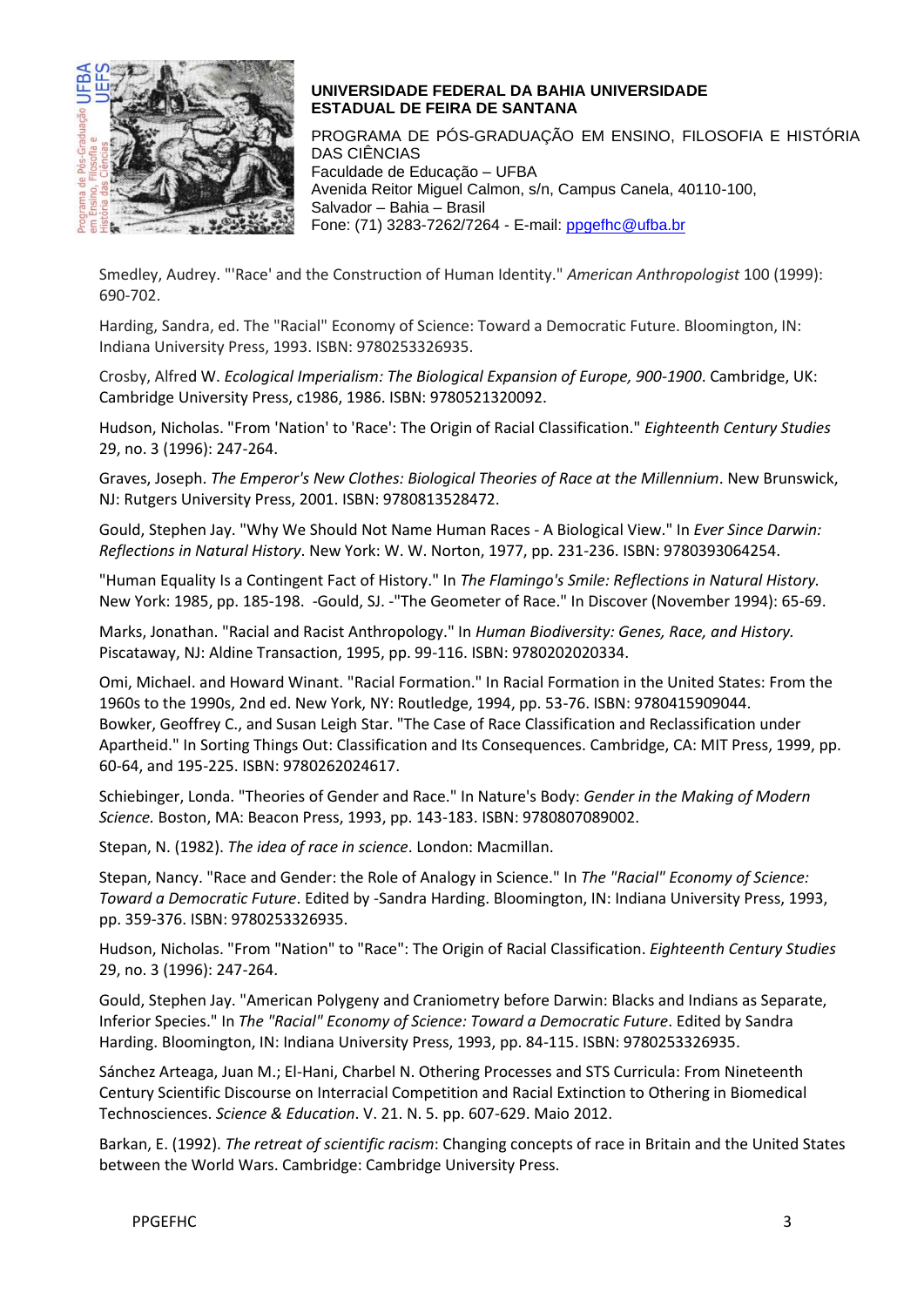Smedley, Audrey. "'Race' and the Construction of Human Identity." *American Anthropologist* 100 (1999): 690-702.

Harding, Sandra, ed. The "Racial" Economy of Science: Toward a Democratic Future. Bloomington, IN: Indiana University Press, 1993. ISBN: 9780253326935.

Crosby, Alfred W. *Ecological Imperialism: The Biological Expansion of Europe, 900-1900*. Cambridge, UK: Cambridge University Press, c1986, 1986. ISBN: 9780521320092.

Hudson, Nicholas. "From 'Nation' to 'Race': The Origin of Racial Classification." *Eighteenth Century Studies* 29, no. 3 (1996): 247-264.

Graves, Joseph. *The Emperor's New Clothes: Biological Theories of Race at the Millennium*. New Brunswick, NJ: Rutgers University Press, 2001. ISBN: 9780813528472.

Gould, Stephen Jay. "Why We Should Not Name Human Races - A Biological View." In *Ever Since Darwin: Reflections in Natural History*. New York: W. W. Norton, 1977, pp. 231-236. ISBN: 9780393064254.

"Human Equality Is a Contingent Fact of History." In *The Flamingo's Smile: Reflections in Natural History.* New York: 1985, pp. 185-198. -Gould, SJ. -"The Geometer of Race." In Discover (November 1994): 65-69.

Marks, Jonathan. "Racial and Racist Anthropology." In *Human Biodiversity: Genes, Race, and History.* Piscataway, NJ: Aldine Transaction, 1995, pp. 99-116. ISBN: 9780202020334.

Omi, Michael. and Howard Winant. "Racial Formation." In Racial Formation in the United States: From the 1960s to the 1990s, 2nd ed. New York, NY: Routledge, 1994, pp. 53-76. ISBN: 9780415909044.
Bowker, Geoffrey C., and Susan Leigh Star. "The Case of Race Classification and Reclassification under Apartheid." In Sorting Things Out: Classification and Its Consequences. Cambridge, CA: MIT Press, 1999, pp. 60-64, and 195-225. ISBN: 9780262024617.

Schiebinger, Londa. "Theories of Gender and Race." In Nature's Body: *Gender in the Making of Modern Science.* Boston, MA: Beacon Press, 1993, pp. 143-183. ISBN: 9780807089002.

Stepan, N. (1982). *The idea of race in science*. London: Macmillan.

Stepan, Nancy. "Race and Gender: the Role of Analogy in Science." In *The "Racial" Economy of Science: Toward a Democratic Future*. Edited by -Sandra Harding. Bloomington, IN: Indiana University Press, 1993, pp. 359-376. ISBN: 9780253326935.

Hudson, Nicholas. "From "Nation" to "Race": The Origin of Racial Classification. *Eighteenth Century Studies* 29, no. 3 (1996): 247-264.

Gould, Stephen Jay. "American Polygeny and Craniometry before Darwin: Blacks and Indians as Separate, Inferior Species." In *The "Racial" Economy of Science: Toward a Democratic Future*. Edited by Sandra Harding. Bloomington, IN: Indiana University Press, 1993, pp. 84-115. ISBN: 9780253326935.

Sánchez Arteaga, Juan M.; El-Hani, Charbel N. Othering Processes and STS Curricula: From Nineteenth Century Scientific Discourse on Interracial Competition and Racial Extinction to Othering in Biomedical Technosciences. *Science & Education*. V. 21. N. 5. pp. 607-629. Maio 2012.

Barkan, E. (1992). *The retreat of scientific racism*: Changing concepts of race in Britain and the United States between the World Wars. Cambridge: Cambridge University Press.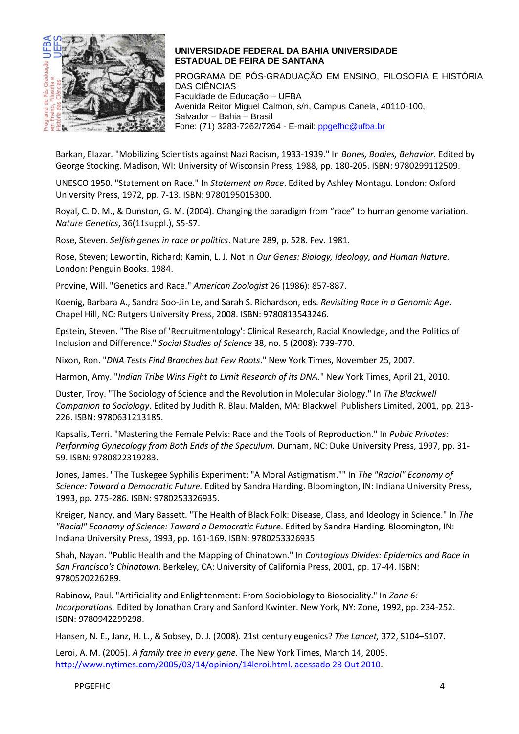Barkan, Elazar. "Mobilizing Scientists against Nazi Racism, 1933-1939." In *Bones, Bodies, Behavior*. Edited by George Stocking. Madison, WI: University of Wisconsin Press, 1988, pp. 180-205. ISBN: 9780299112509.

UNESCO 1950. "Statement on Race." In *Statement on Race*. Edited by Ashley Montagu. London: Oxford University Press, 1972, pp. 7-13. ISBN: 9780195015300.

Royal, C. D. M., & Dunston, G. M. (2004). Changing the paradigm from "race" to human genome variation. *Nature Genetics*, 36(11suppl.), S5-S7.

Rose, Steven. *Selfish genes in race or politics*. Nature 289, p. 528. Fev. 1981.

Rose, Steven; Lewontin, Richard; Kamin, L. J. Not in *Our Genes: Biology, Ideology, and Human Nature*. London: Penguin Books. 1984.

Provine, Will. "Genetics and Race." *American Zoologist* 26 (1986): 857-887.

Koenig, Barbara A., Sandra Soo-Jin Le, and Sarah S. Richardson, eds. *Revisiting Race in a Genomic Age*. Chapel Hill, NC: Rutgers University Press, 2008. ISBN: 9780813543246.

Epstein, Steven. "The Rise of 'Recruitmentology': Clinical Research, Racial Knowledge, and the Politics of Inclusion and Difference." *Social Studies of Science* 38, no. 5 (2008): 739-770.

Nixon, Ron. "*DNA Tests Find Branches but Few Roots*." New York Times, November 25, 2007.

Harmon, Amy. "*Indian Tribe Wins Fight to Limit Research of its DNA*." New York Times, April 21, 2010.

Duster, Troy. "The Sociology of Science and the Revolution in Molecular Biology." In *The Blackwell Companion to Sociology*. Edited by Judith R. Blau. Malden, MA: Blackwell Publishers Limited, 2001, pp. 213-226. ISBN: 9780631213185.

Kapsalis, Terri. "Mastering the Female Pelvis: Race and the Tools of Reproduction." In *Public Privates: Performing Gynecology from Both Ends of the Speculum.* Durham, NC: Duke University Press, 1997, pp. 31-59. ISBN: 9780822319283.

Jones, James. "The Tuskegee Syphilis Experiment: "A Moral Astigmatism."" In *The "Racial" Economy of Science: Toward a Democratic Future.* Edited by Sandra Harding. Bloomington, IN: Indiana University Press, 1993, pp. 275-286. ISBN: 9780253326935.

Kreiger, Nancy, and Mary Bassett. "The Health of Black Folk: Disease, Class, and Ideology in Science." In *The "Racial" Economy of Science: Toward a Democratic Future*. Edited by Sandra Harding. Bloomington, IN: Indiana University Press, 1993, pp. 161-169. ISBN: 9780253326935.

Shah, Nayan. "Public Health and the Mapping of Chinatown." In *Contagious Divides: Epidemics and Race in San Francisco's Chinatown*. Berkeley, CA: University of California Press, 2001, pp. 17-44. ISBN: 9780520226289.

Rabinow, Paul. "Artificiality and Enlightenment: From Sociobiology to Biosociality." In *Zone 6: Incorporations.* Edited by Jonathan Crary and Sanford Kwinter. New York, NY: Zone, 1992, pp. 234-252. ISBN: 9780942299298.

Hansen, N. E., Janz, H. L., & Sobsey, D. J. (2008). 21st century eugenics? *The Lancet,* 372, S104–S107.

Leroi, A. M. (2005). *A family tree in every gene.* The New York Times, March 14, 2005. http://www.nytimes.com/2005/03/14/opinion/14leroi.html. acessado 23 Out 2010.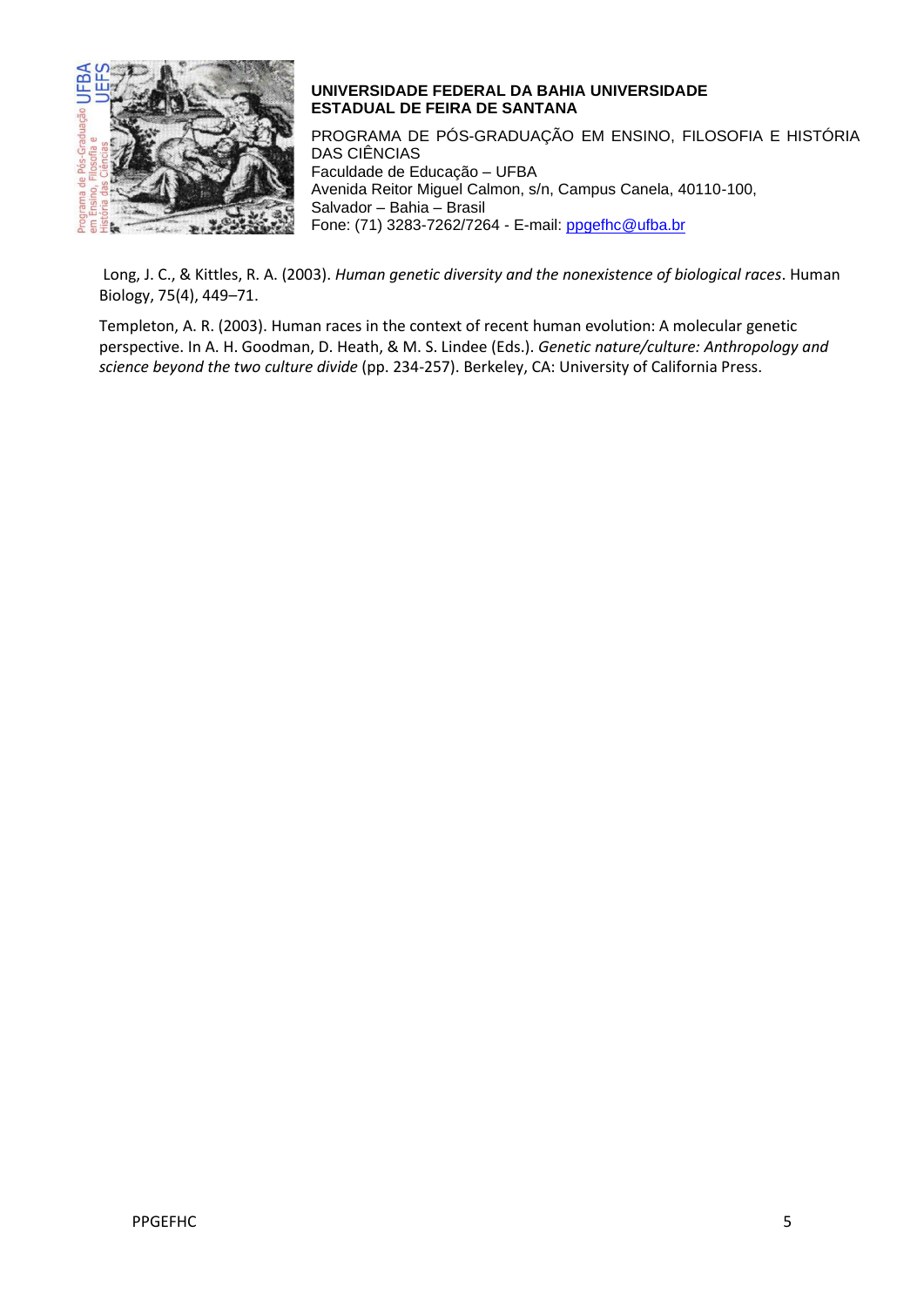Long, J. C., & Kittles, R. A. (2003). *Human genetic diversity and the nonexistence of biological races*. Human Biology, 75(4), 449–71.

Templeton, A. R. (2003). Human races in the context of recent human evolution: A molecular genetic perspective. In A. H. Goodman, D. Heath, & M. S. Lindee (Eds.). *Genetic nature/culture: Anthropology and science beyond the two culture divide* (pp. 234-257). Berkeley, CA: University of California Press.